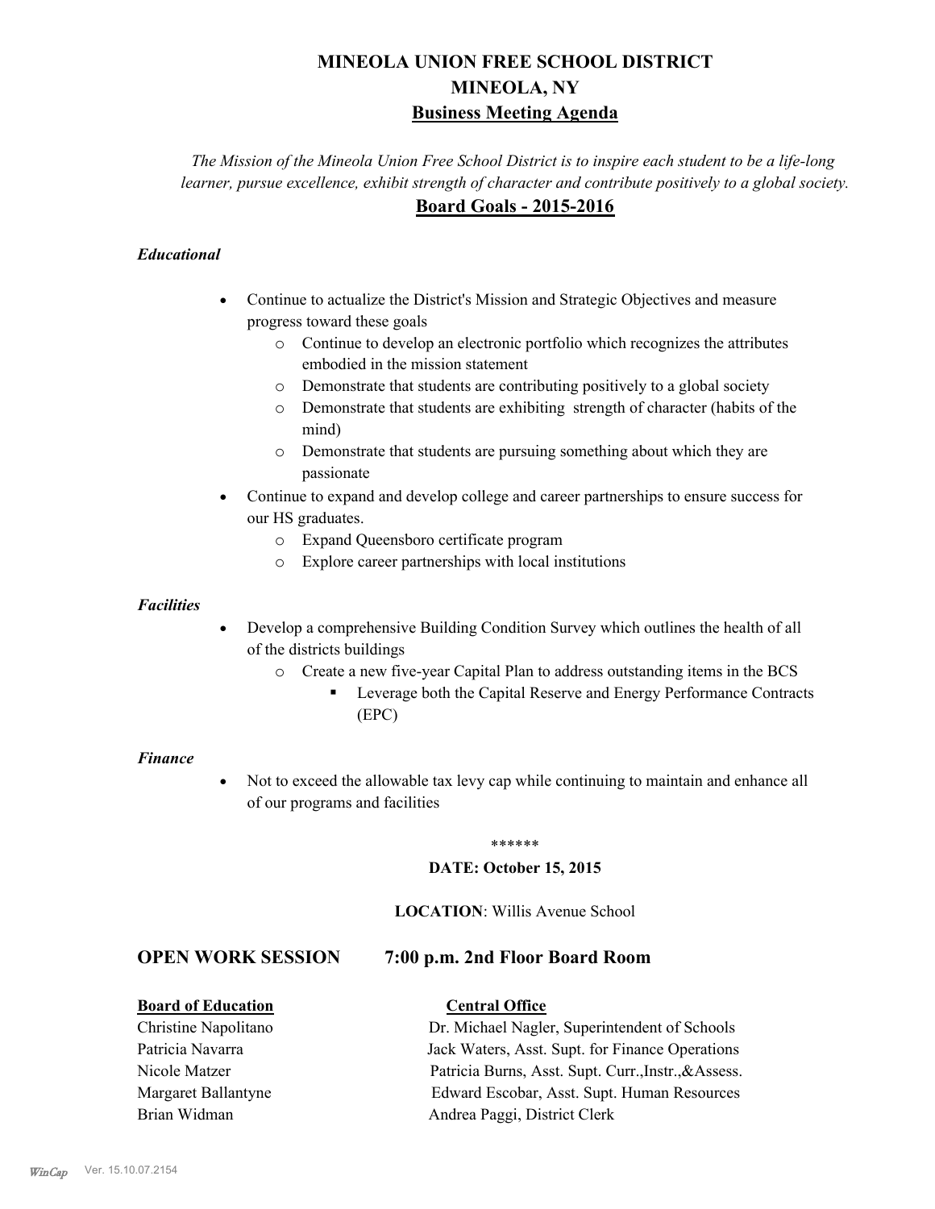# MINEOLA UNION FREE SCHOOL DISTRICT
# MINEOLA, NY
## Business Meeting Agenda

*The Mission of the Mineola Union Free School District is to inspire each student to be a life-long learner, pursue excellence, exhibit strength of character and contribute positively to a global society.*

## Board Goals - 2015-2016

***Educational***

- Continue to actualize the District's Mission and Strategic Objectives and measure progress toward these goals
    - Continue to develop an electronic portfolio which recognizes the attributes embodied in the mission statement
    - Demonstrate that students are contributing positively to a global society
    - Demonstrate that students are exhibiting strength of character (habits of the mind)
    - Demonstrate that students are pursuing something about which they are passionate
- Continue to expand and develop college and career partnerships to ensure success for our HS graduates.
    - Expand Queensboro certificate program
    - Explore career partnerships with local institutions

***Facilities***

- Develop a comprehensive Building Condition Survey which outlines the health of all of the districts buildings
    - Create a new five-year Capital Plan to address outstanding items in the BCS
        - Leverage both the Capital Reserve and Energy Performance Contracts (EPC)

***Finance***

- Not to exceed the allowable tax levy cap while continuing to maintain and enhance all of our programs and facilities

\*\*\*\*\*\*

**DATE: October 15, 2015**

**LOCATION**: Willis Avenue School

## OPEN WORK SESSION 7:00 p.m. 2nd Floor Board Room

| **Board of Education** | **Central Office** |
|---|---|
| Christine Napolitano | Dr. Michael Nagler, Superintendent of Schools |
| Patricia Navarra | Jack Waters, Asst. Supt. for Finance Operations |
| Nicole Matzer | Patricia Burns, Asst. Supt. Curr.,Instr.,&Assess. |
| Margaret Ballantyne | Edward Escobar, Asst. Supt. Human Resources |
| Brian Widman | Andrea Paggi, District Clerk |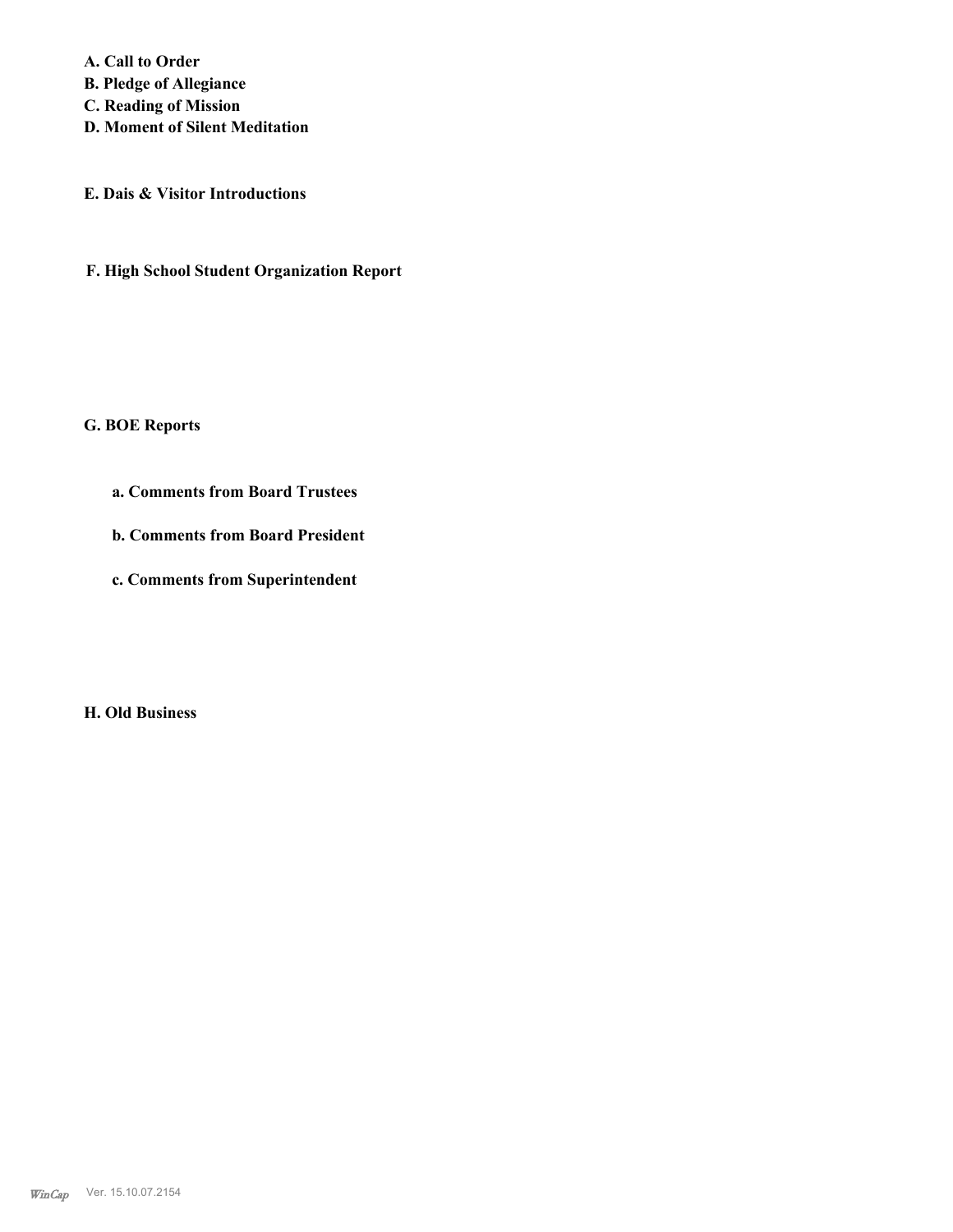**A. Call to Order**
**B. Pledge of Allegiance**
**C. Reading of Mission**
**D. Moment of Silent Meditation**

**E. Dais & Visitor Introductions**

**F. High School Student Organization Report**

**G. BOE Reports**

**a. Comments from Board Trustees**

**b. Comments from Board President**

**c. Comments from Superintendent**

**H. Old Business**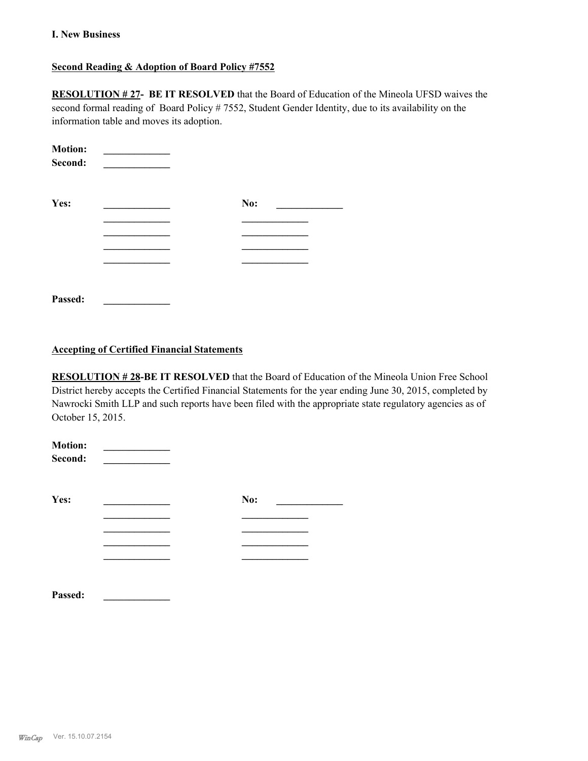**I. New Business**

**Second Reading & Adoption of Board Policy #7552**

**RESOLUTION # 27- BE IT RESOLVED** that the Board of Education of the Mineola UFSD waives the second formal reading of Board Policy # 7552, Student Gender Identity, due to its availability on the information table and moves its adoption.

**Motion:** _____________
**Second:** _____________

| **Yes:** | _____________ | **No:** | _____________ |
|---|---|---|---|
| | _____________ | | _____________ |
| | _____________ | | _____________ |
| | _____________ | | _____________ |
| | _____________ | | _____________ |

**Passed:** _____________

**Accepting of Certified Financial Statements**

**RESOLUTION # 28-BE IT RESOLVED** that the Board of Education of the Mineola Union Free School District hereby accepts the Certified Financial Statements for the year ending June 30, 2015, completed by Nawrocki Smith LLP and such reports have been filed with the appropriate state regulatory agencies as of October 15, 2015.

**Motion:** _____________
**Second:** _____________

| **Yes:** | _____________ | **No:** | _____________ |
|---|---|---|---|
| | _____________ | | _____________ |
| | _____________ | | _____________ |
| | _____________ | | _____________ |
| | _____________ | | _____________ |

**Passed:** _____________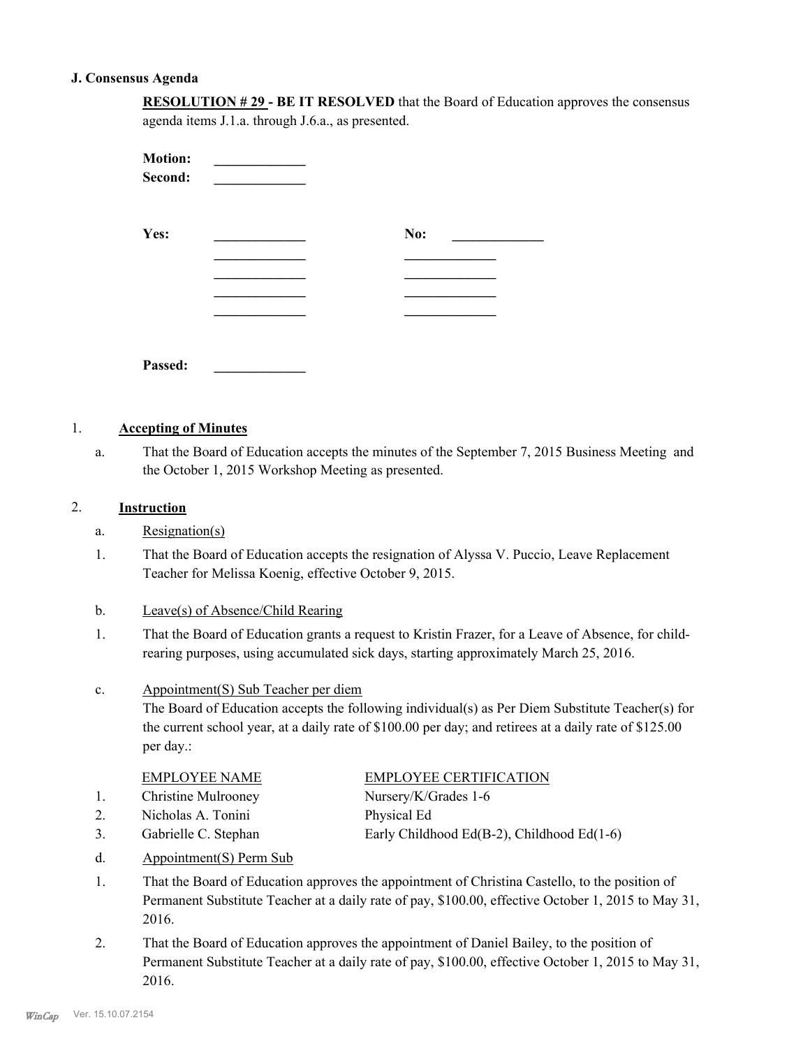**J. Consensus Agenda**

**RESOLUTION # 29 - BE IT RESOLVED** that the Board of Education approves the consensus agenda items J.1.a. through J.6.a., as presented.

**Motion:** _____________
**Second:** _____________

**Yes:** _____________ **No:** _____________
_____________ _____________
_____________ _____________
_____________ _____________
_____________ _____________

**Passed:** _____________

1. **Accepting of Minutes**

   a. That the Board of Education accepts the minutes of the September 7, 2015 Business Meeting and the October 1, 2015 Workshop Meeting as presented.

2. **Instruction**

   a. Resignation(s)

   1. That the Board of Education accepts the resignation of Alyssa V. Puccio, Leave Replacement Teacher for Melissa Koenig, effective October 9, 2015.

   b. Leave(s) of Absence/Child Rearing

   1. That the Board of Education grants a request to Kristin Frazer, for a Leave of Absence, for child-rearing purposes, using accumulated sick days, starting approximately March 25, 2016.

   c. Appointment(S) Sub Teacher per diem

   The Board of Education accepts the following individual(s) as Per Diem Substitute Teacher(s) for the current school year, at a daily rate of $100.00 per day; and retirees at a daily rate of $125.00 per day.:

| | EMPLOYEE NAME | EMPLOYEE CERTIFICATION |
|---|---|---|
| 1. | Christine Mulrooney | Nursery/K/Grades 1-6 |
| 2. | Nicholas A. Tonini | Physical Ed |
| 3. | Gabrielle C. Stephan | Early Childhood Ed(B-2), Childhood Ed(1-6) |

   d. Appointment(S) Perm Sub

   1. That the Board of Education approves the appointment of Christina Castello, to the position of Permanent Substitute Teacher at a daily rate of pay, $100.00, effective October 1, 2015 to May 31, 2016.

   2. That the Board of Education approves the appointment of Daniel Bailey, to the position of Permanent Substitute Teacher at a daily rate of pay, $100.00, effective October 1, 2015 to May 31, 2016.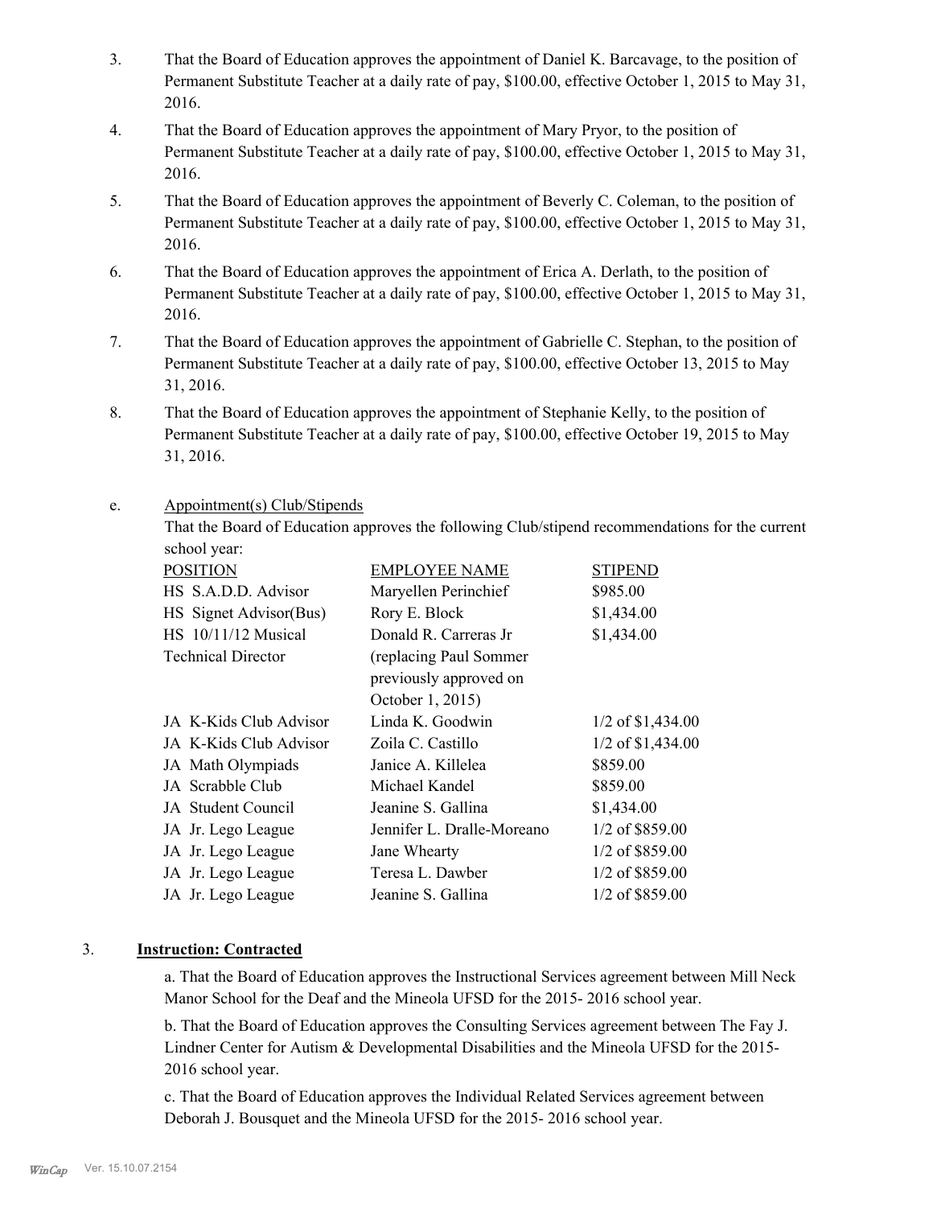3. That the Board of Education approves the appointment of Daniel K. Barcavage, to the position of Permanent Substitute Teacher at a daily rate of pay, $100.00, effective October 1, 2015 to May 31, 2016.

4. That the Board of Education approves the appointment of Mary Pryor, to the position of Permanent Substitute Teacher at a daily rate of pay, $100.00, effective October 1, 2015 to May 31, 2016.

5. That the Board of Education approves the appointment of Beverly C. Coleman, to the position of Permanent Substitute Teacher at a daily rate of pay, $100.00, effective October 1, 2015 to May 31, 2016.

6. That the Board of Education approves the appointment of Erica A. Derlath, to the position of Permanent Substitute Teacher at a daily rate of pay, $100.00, effective October 1, 2015 to May 31, 2016.

7. That the Board of Education approves the appointment of Gabrielle C. Stephan, to the position of Permanent Substitute Teacher at a daily rate of pay, $100.00, effective October 13, 2015 to May 31, 2016.

8. That the Board of Education approves the appointment of Stephanie Kelly, to the position of Permanent Substitute Teacher at a daily rate of pay, $100.00, effective October 19, 2015 to May 31, 2016.

e. Appointment(s) Club/Stipends

That the Board of Education approves the following Club/stipend recommendations for the current school year:

| POSITION | EMPLOYEE NAME | STIPEND |
|---|---|---|
| HS S.A.D.D. Advisor | Maryellen Perinchief | $985.00 |
| HS Signet Advisor(Bus) | Rory E. Block | $1,434.00 |
| HS 10/11/12 Musical Technical Director | Donald R. Carreras Jr (replacing Paul Sommer previously approved on October 1, 2015) | $1,434.00 |
| JA K-Kids Club Advisor | Linda K. Goodwin | 1/2 of $1,434.00 |
| JA K-Kids Club Advisor | Zoila C. Castillo | 1/2 of $1,434.00 |
| JA Math Olympiads | Janice A. Killelea | $859.00 |
| JA Scrabble Club | Michael Kandel | $859.00 |
| JA Student Council | Jeanine S. Gallina | $1,434.00 |
| JA Jr. Lego League | Jennifer L. Dralle-Moreano | 1/2 of $859.00 |
| JA Jr. Lego League | Jane Whearty | 1/2 of $859.00 |
| JA Jr. Lego League | Teresa L. Dawber | 1/2 of $859.00 |
| JA Jr. Lego League | Jeanine S. Gallina | 1/2 of $859.00 |

3. **Instruction: Contracted**

a. That the Board of Education approves the Instructional Services agreement between Mill Neck Manor School for the Deaf and the Mineola UFSD for the 2015- 2016 school year.

b. That the Board of Education approves the Consulting Services agreement between The Fay J. Lindner Center for Autism & Developmental Disabilities and the Mineola UFSD for the 2015-2016 school year.

c. That the Board of Education approves the Individual Related Services agreement between Deborah J. Bousquet and the Mineola UFSD for the 2015- 2016 school year.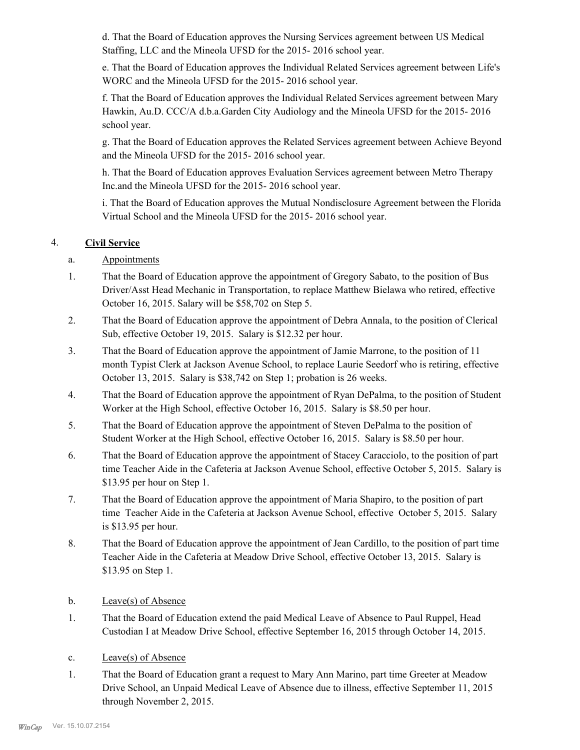d. That the Board of Education approves the Nursing Services agreement between US Medical Staffing, LLC and the Mineola UFSD for the 2015- 2016 school year.

e. That the Board of Education approves the Individual Related Services agreement between Life's WORC and the Mineola UFSD for the 2015- 2016 school year.

f. That the Board of Education approves the Individual Related Services agreement between Mary Hawkin, Au.D. CCC/A d.b.a.Garden City Audiology and the Mineola UFSD for the 2015- 2016 school year.

g. That the Board of Education approves the Related Services agreement between Achieve Beyond and the Mineola UFSD for the 2015- 2016 school year.

h. That the Board of Education approves Evaluation Services agreement between Metro Therapy Inc.and the Mineola UFSD for the 2015- 2016 school year.

i. That the Board of Education approves the Mutual Nondisclosure Agreement between the Florida Virtual School and the Mineola UFSD for the 2015- 2016 school year.

4. **Civil Service**

a. Appointments

1. That the Board of Education approve the appointment of Gregory Sabato, to the position of Bus Driver/Asst Head Mechanic in Transportation, to replace Matthew Bielawa who retired, effective October 16, 2015. Salary will be $58,702 on Step 5.

2. That the Board of Education approve the appointment of Debra Annala, to the position of Clerical Sub, effective October 19, 2015. Salary is $12.32 per hour.

3. That the Board of Education approve the appointment of Jamie Marrone, to the position of 11 month Typist Clerk at Jackson Avenue School, to replace Laurie Seedorf who is retiring, effective October 13, 2015. Salary is $38,742 on Step 1; probation is 26 weeks.

4. That the Board of Education approve the appointment of Ryan DePalma, to the position of Student Worker at the High School, effective October 16, 2015. Salary is $8.50 per hour.

5. That the Board of Education approve the appointment of Steven DePalma to the position of Student Worker at the High School, effective October 16, 2015. Salary is $8.50 per hour.

6. That the Board of Education approve the appointment of Stacey Caracciolo, to the position of part time Teacher Aide in the Cafeteria at Jackson Avenue School, effective October 5, 2015. Salary is $13.95 per hour on Step 1.

7. That the Board of Education approve the appointment of Maria Shapiro, to the position of part time Teacher Aide in the Cafeteria at Jackson Avenue School, effective October 5, 2015. Salary is $13.95 per hour.

8. That the Board of Education approve the appointment of Jean Cardillo, to the position of part time Teacher Aide in the Cafeteria at Meadow Drive School, effective October 13, 2015. Salary is $13.95 on Step 1.

b. Leave(s) of Absence

1. That the Board of Education extend the paid Medical Leave of Absence to Paul Ruppel, Head Custodian I at Meadow Drive School, effective September 16, 2015 through October 14, 2015.

c. Leave(s) of Absence

1. That the Board of Education grant a request to Mary Ann Marino, part time Greeter at Meadow Drive School, an Unpaid Medical Leave of Absence due to illness, effective September 11, 2015 through November 2, 2015.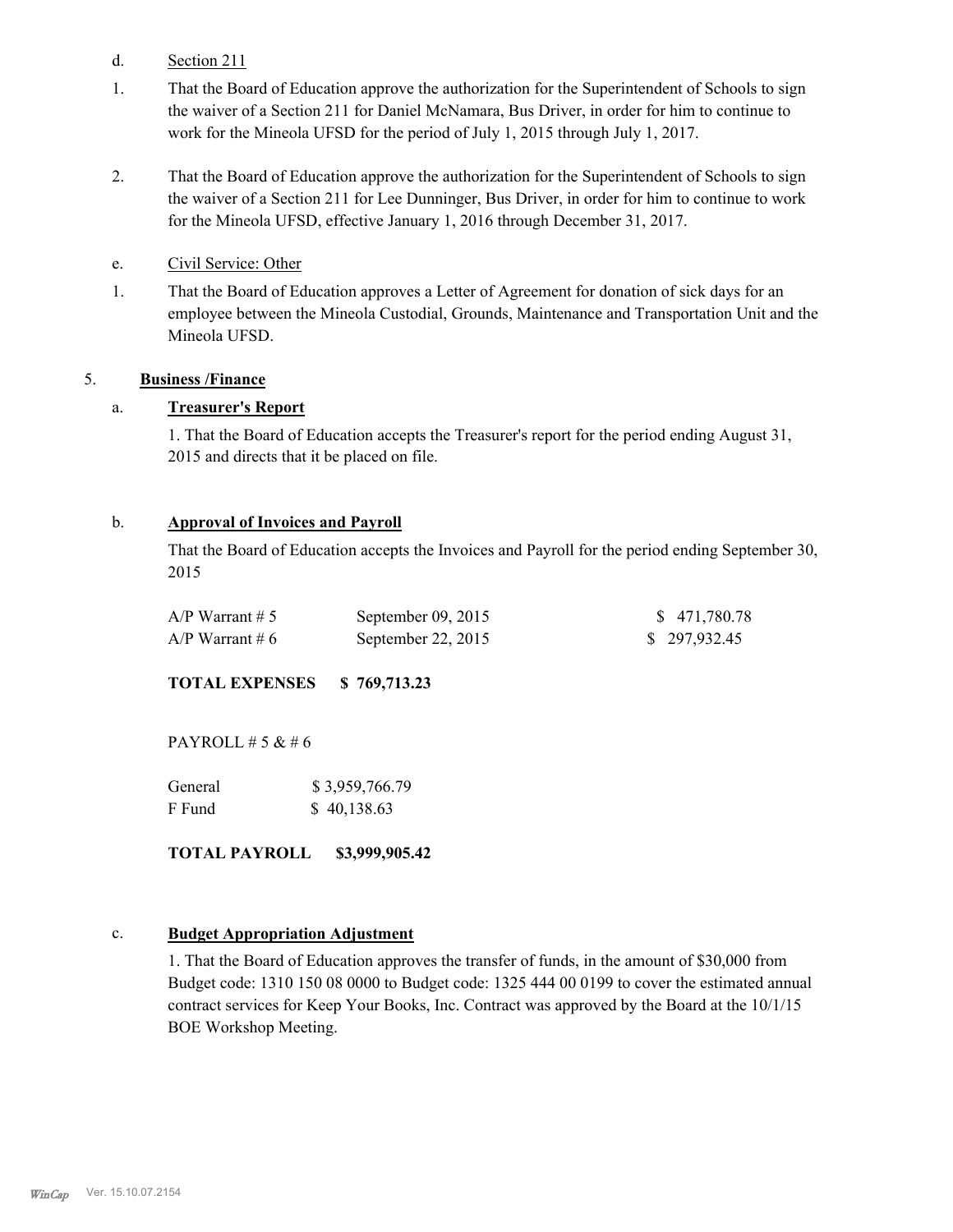d. Section 211

1. That the Board of Education approve the authorization for the Superintendent of Schools to sign the waiver of a Section 211 for Daniel McNamara, Bus Driver, in order for him to continue to work for the Mineola UFSD for the period of July 1, 2015 through July 1, 2017.

2. That the Board of Education approve the authorization for the Superintendent of Schools to sign the waiver of a Section 211 for Lee Dunninger, Bus Driver, in order for him to continue to work for the Mineola UFSD, effective January 1, 2016 through December 31, 2017.

e. Civil Service: Other

1. That the Board of Education approves a Letter of Agreement for donation of sick days for an employee between the Mineola Custodial, Grounds, Maintenance and Transportation Unit and the Mineola UFSD.

5. **Business /Finance**

a. **Treasurer's Report**

1. That the Board of Education accepts the Treasurer's report for the period ending August 31, 2015 and directs that it be placed on file.

b. **Approval of Invoices and Payroll**

That the Board of Education accepts the Invoices and Payroll for the period ending September 30, 2015

| | | |
|---|---|---|
| A/P Warrant # 5 | September 09, 2015 | $ 471,780.78 |
| A/P Warrant # 6 | September 22, 2015 | $ 297,932.45 |

**TOTAL EXPENSES $ 769,713.23**

PAYROLL # 5 & # 6

| | |
|---|---|
| General | $ 3,959,766.79 |
| F Fund | $ 40,138.63 |

**TOTAL PAYROLL $3,999,905.42**

c. **Budget Appropriation Adjustment**

1. That the Board of Education approves the transfer of funds, in the amount of $30,000 from Budget code: 1310 150 08 0000 to Budget code: 1325 444 00 0199 to cover the estimated annual contract services for Keep Your Books, Inc. Contract was approved by the Board at the 10/1/15 BOE Workshop Meeting.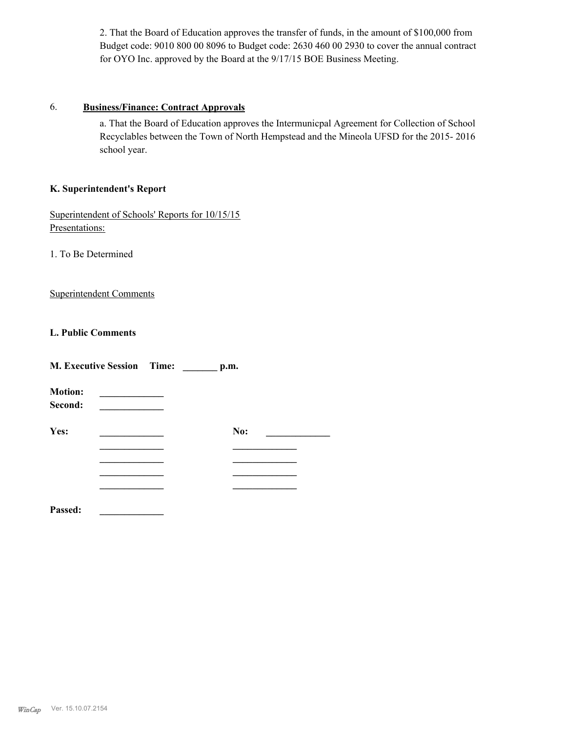2. That the Board of Education approves the transfer of funds, in the amount of $100,000 from Budget code: 9010 800 00 8096 to Budget code: 2630 460 00 2930 to cover the annual contract for OYO Inc. approved by the Board at the 9/17/15 BOE Business Meeting.

6. **Business/Finance: Contract Approvals**

a. That the Board of Education approves the Intermunicpal Agreement for Collection of School Recyclables between the Town of North Hempstead and the Mineola UFSD for the 2015- 2016 school year.

**K. Superintendent's Report**

Superintendent of Schools' Reports for 10/15/15
Presentations:

1. To Be Determined

Superintendent Comments

**L. Public Comments**

**M. Executive Session Time: _______ p.m.**

**Motion:** _____________
**Second:** _____________

| **Yes:** | _____________ | **No:** | _____________ |
|---|---|---|---|
| | _____________ | | _____________ |
| | _____________ | | _____________ |
| | _____________ | | _____________ |
| | _____________ | | _____________ |

**Passed:** _____________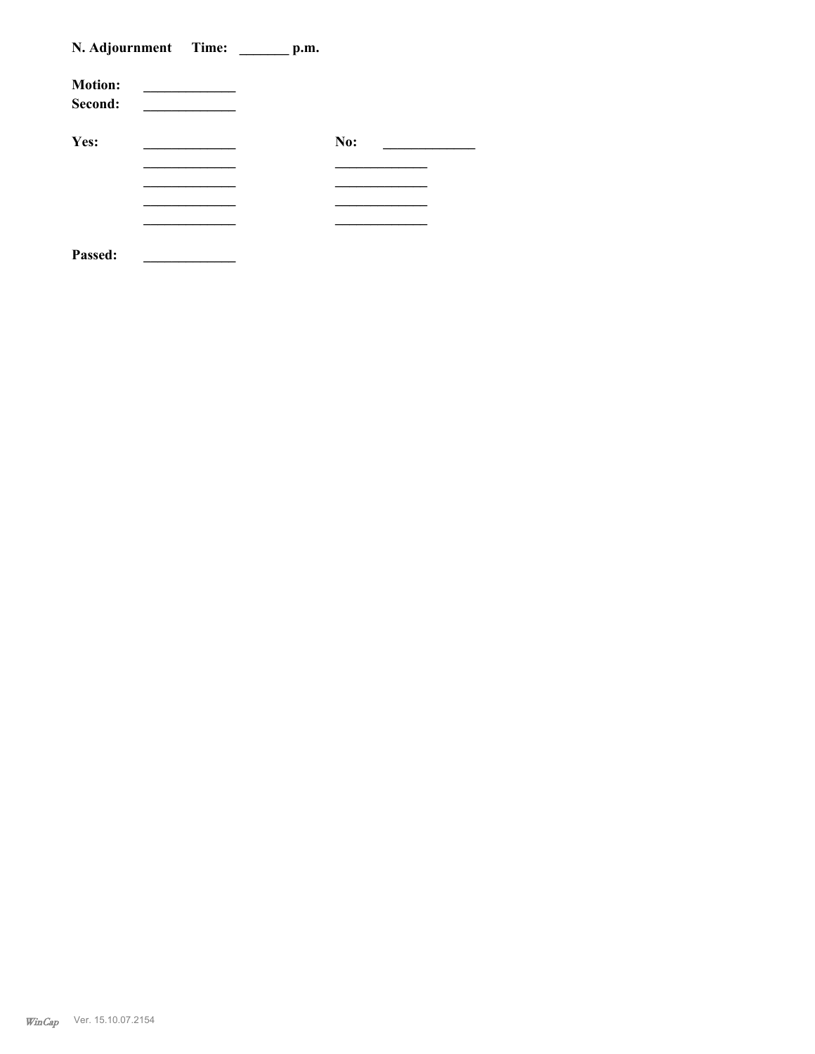**N. Adjournment Time: _______ p.m.**

**Motion:** _____________
**Second:** _____________

| | | | |
|---|---|---|---|
| **Yes:** | _____________ | **No:** | _____________ |
| | _____________ | | _____________ |
| | _____________ | | _____________ |
| | _____________ | | _____________ |
| | _____________ | | _____________ |

**Passed:** _____________

*WinCap* Ver. 15.10.07.2154